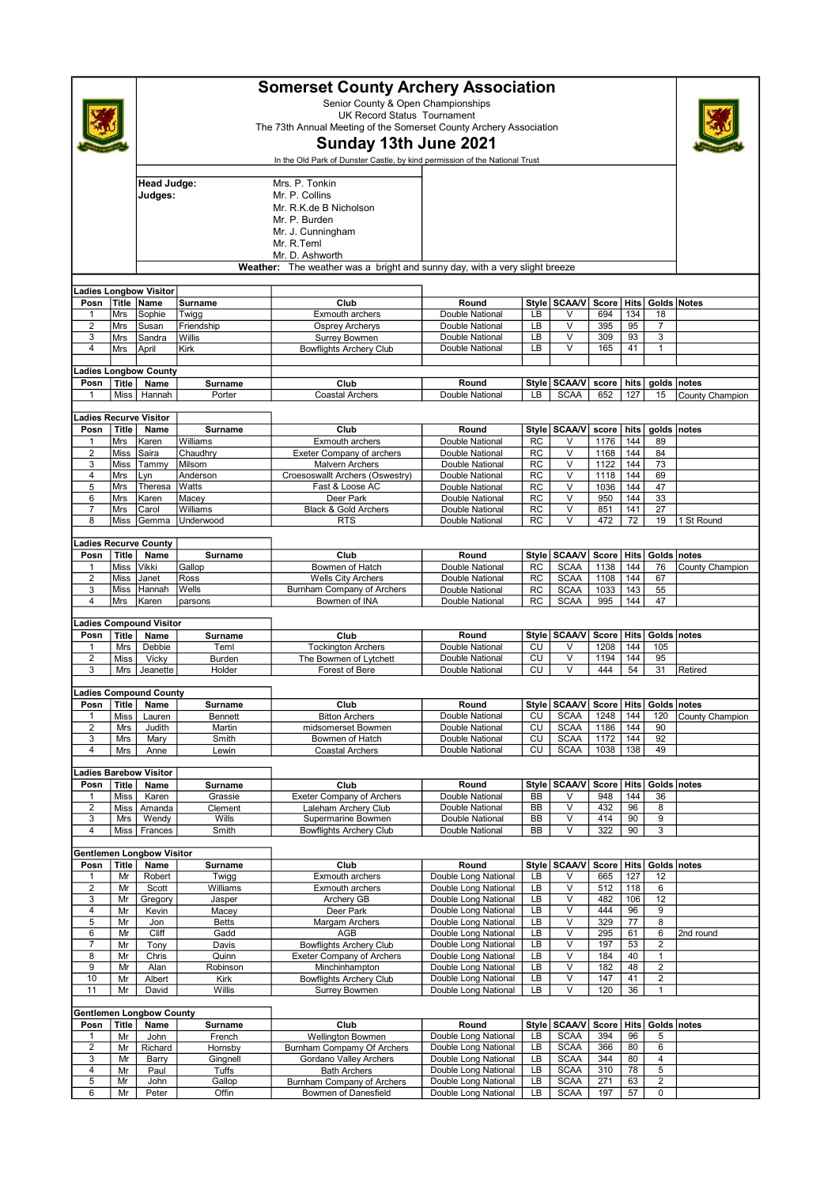# Somerset County Archery Association

Senior County & Open Championships
UK Record Status Tournament
The 73th Annual Meeting of the Somerset County Archery Association

## Sunday 13th June 2021

In the Old Park of Dunster Castle, by kind permission of the National Trust

**Head Judge:** Mrs. P. Tonkin
**Judges:** Mr. P. Collins
Mr. R.K.de B Nicholson
Mr. P. Burden
Mr. J. Cunningham
Mr. R.Teml
Mr. D. Ashworth

**Weather:** The weather was a bright and sunny day, with a very slight breeze

### Ladies Longbow Visitor

| Posn | Title | Name | Surname | Club | Round | Style | SCAA/V | Score | Hits | Golds | Notes |
|---|---|---|---|---|---|---|---|---|---|---|---|
| 1 | Mrs | Sophie | Twigg | Exmouth archers | Double National | LB | V | 694 | 134 | 18 | |
| 2 | Mrs | Susan | Friendship | Osprey Archerys | Double National | LB | V | 395 | 95 | 7 | |
| 3 | Mrs | Sandra | Willis | Surrey Bowmen | Double National | LB | V | 309 | 93 | 3 | |
| 4 | Mrs | April | Kirk | Bowflights Archery Club | Double National | LB | V | 165 | 41 | 1 | |

### Ladies Longbow County

| Posn | Title | Name | Surname | Club | Round | Style | SCAA/V | score | hits | golds | notes |
|---|---|---|---|---|---|---|---|---|---|---|---|
| 1 | Miss | Hannah | Porter | Coastal Archers | Double National | LB | SCAA | 652 | 127 | 15 | County Champion |

### Ladies Recurve Visitor

| Posn | Title | Name | Surname | Club | Round | Style | SCAA/V | score | hits | golds | notes |
|---|---|---|---|---|---|---|---|---|---|---|---|
| 1 | Mrs | Karen | Williams | Exmouth archers | Double National | RC | V | 1176 | 144 | 89 | |
| 2 | Miss | Saira | Chaudhry | Exeter Company of archers | Double National | RC | V | 1168 | 144 | 84 | |
| 3 | Miss | Tammy | Milsom | Malvern Archers | Double National | RC | V | 1122 | 144 | 73 | |
| 4 | Mrs | Lyn | Anderson | Croesoswallt Archers (Oswestry) | Double National | RC | V | 1118 | 144 | 69 | |
| 5 | Mrs | Theresa | Watts | Fast & Loose AC | Double National | RC | V | 1036 | 144 | 47 | |
| 6 | Mrs | Karen | Macey | Deer Park | Double National | RC | V | 950 | 144 | 33 | |
| 7 | Mrs | Carol | Williams | Black & Gold Archers | Double National | RC | V | 851 | 141 | 27 | |
| 8 | Miss | Gemma | Underwood | RTS | Double National | RC | V | 472 | 72 | 19 | 1 St Round |

### Ladies Recurve County

| Posn | Title | Name | Surname | Club | Round | Style | SCAA/V | Score | Hits | Golds | notes |
|---|---|---|---|---|---|---|---|---|---|---|---|
| 1 | Miss | Vikki | Gallop | Bowmen of Hatch | Double National | RC | SCAA | 1138 | 144 | 76 | County Champion |
| 2 | Miss | Janet | Ross | Wells City Archers | Double National | RC | SCAA | 1108 | 144 | 67 | |
| 3 | Miss | Hannah | Wells | Burnham Company of Archers | Double National | RC | SCAA | 1033 | 143 | 55 | |
| 4 | Mrs | Karen | parsons | Bowmen of INA | Double National | RC | SCAA | 995 | 144 | 47 | |

### Ladies Compound Visitor

| Posn | Title | Name | Surname | Club | Round | Style | SCAA/V | Score | Hits | Golds | notes |
|---|---|---|---|---|---|---|---|---|---|---|---|
| 1 | Mrs | Debbie | Teml | Tockington Archers | Double National | CU | V | 1208 | 144 | 105 | |
| 2 | Miss | Vicky | Burden | The Bowmen of Lytchett | Double National | CU | V | 1194 | 144 | 95 | |
| 3 | Mrs | Jeanette | Holder | Forest of Bere | Double National | CU | V | 444 | 54 | 31 | Retired |

### Ladies Compound County

| Posn | Title | Name | Surname | Club | Round | Style | SCAA/V | Score | Hits | Golds | notes |
|---|---|---|---|---|---|---|---|---|---|---|---|
| 1 | Miss | Lauren | Bennett | Bitton Archers | Double National | CU | SCAA | 1248 | 144 | 120 | County Champion |
| 2 | Mrs | Judith | Martin | midsomerset Bowmen | Double National | CU | SCAA | 1186 | 144 | 90 | |
| 3 | Mrs | Mary | Smith | Bowmen of Hatch | Double National | CU | SCAA | 1172 | 144 | 92 | |
| 4 | Mrs | Anne | Lewin | Coastal Archers | Double National | CU | SCAA | 1038 | 138 | 49 | |

### Ladies Barebow Visitor

| Posn | Title | Name | Surname | Club | Round | Style | SCAA/V | Score | Hits | Golds | notes |
|---|---|---|---|---|---|---|---|---|---|---|---|
| 1 | Miss | Karen | Grassie | Exeter Company of Archers | Double National | BB | V | 948 | 144 | 36 | |
| 2 | Miss | Amanda | Clement | Laleham Archery Club | Double National | BB | V | 432 | 96 | 8 | |
| 3 | Mrs | Wendy | Wills | Supermarine Bowmen | Double National | BB | V | 414 | 90 | 9 | |
| 4 | Miss | Frances | Smith | Bowflights Archery Club | Double National | BB | V | 322 | 90 | 3 | |

### Gentlemen Longbow Visitor

| Posn | Title | Name | Surname | Club | Round | Style | SCAA/V | Score | Hits | Golds | notes |
|---|---|---|---|---|---|---|---|---|---|---|---|
| 1 | Mr | Robert | Twigg | Exmouth archers | Double Long National | LB | V | 665 | 127 | 12 | |
| 2 | Mr | Scott | Williams | Exmouth archers | Double Long National | LB | V | 512 | 118 | 6 | |
| 3 | Mr | Gregory | Jasper | Archery GB | Double Long National | LB | V | 482 | 106 | 12 | |
| 4 | Mr | Kevin | Macey | Deer Park | Double Long National | LB | V | 444 | 96 | 9 | |
| 5 | Mr | Jon | Betts | Margam Archers | Double Long National | LB | V | 329 | 77 | 8 | |
| 6 | Mr | Cliff | Gadd | AGB | Double Long National | LB | V | 295 | 61 | 6 | 2nd round |
| 7 | Mr | Tony | Davis | Bowflights Archery Club | Double Long National | LB | V | 197 | 53 | 2 | |
| 8 | Mr | Chris | Quinn | Exeter Company of Archers | Double Long National | LB | V | 184 | 40 | 1 | |
| 9 | Mr | Alan | Robinson | Minchinhampton | Double Long National | LB | V | 182 | 48 | 2 | |
| 10 | Mr | Albert | Kirk | Bowflights Archery Club | Double Long National | LB | V | 147 | 41 | 2 | |
| 11 | Mr | David | Willis | Surrey Bowmen | Double Long National | LB | V | 120 | 36 | 1 | |

### Gentlemen Longbow County

| Posn | Title | Name | Surname | Club | Round | Style | SCAA/V | Score | Hits | Golds | notes |
|---|---|---|---|---|---|---|---|---|---|---|---|
| 1 | Mr | John | French | Wellington Bowmen | Double Long National | LB | SCAA | 394 | 96 | 5 | |
| 2 | Mr | Richard | Hornsby | Burnham Compamy Of Archers | Double Long National | LB | SCAA | 366 | 80 | 6 | |
| 3 | Mr | Barry | Gingnell | Gordano Valley Archers | Double Long National | LB | SCAA | 344 | 80 | 4 | |
| 4 | Mr | Paul | Tuffs | Bath Archers | Double Long National | LB | SCAA | 310 | 78 | 5 | |
| 5 | Mr | John | Gallop | Burnham Company of Archers | Double Long National | LB | SCAA | 271 | 63 | 2 | |
| 6 | Mr | Peter | Offin | Bowmen of Danesfield | Double Long National | LB | SCAA | 197 | 57 | 0 | |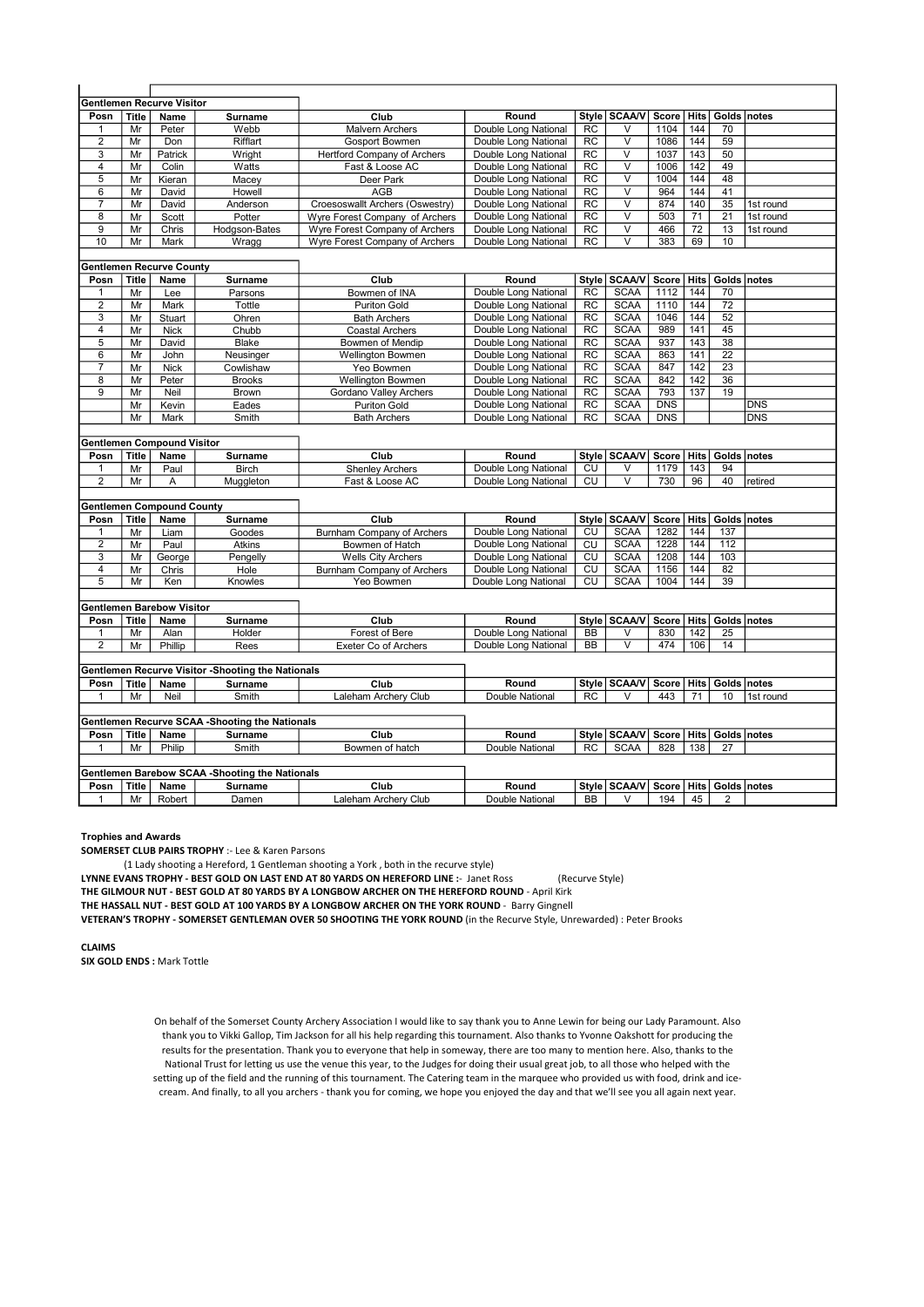### Gentlemen Recurve Visitor

| Posn | Title | Name | Surname | Club | Round | Style | SCAA/V | Score | Hits | Golds | notes |
|---|---|---|---|---|---|---|---|---|---|---|---|
| 1 | Mr | Peter | Webb | Malvern Archers | Double Long National | RC | V | 1104 | 144 | 70 | |
| 2 | Mr | Don | Rifflart | Gosport Bowmen | Double Long National | RC | V | 1086 | 144 | 59 | |
| 3 | Mr | Patrick | Wright | Hertford Company of Archers | Double Long National | RC | V | 1037 | 143 | 50 | |
| 4 | Mr | Colin | Watts | Fast & Loose AC | Double Long National | RC | V | 1006 | 142 | 49 | |
| 5 | Mr | Kieran | Macey | Deer Park | Double Long National | RC | V | 1004 | 144 | 48 | |
| 6 | Mr | David | Howell | AGB | Double Long National | RC | V | 964 | 144 | 41 | |
| 7 | Mr | David | Anderson | Croesoswallt Archers (Oswestry) | Double Long National | RC | V | 874 | 140 | 35 | 1st round |
| 8 | Mr | Scott | Potter | Wyre Forest Company of Archers | Double Long National | RC | V | 503 | 71 | 21 | 1st round |
| 9 | Mr | Chris | Hodgson-Bates | Wyre Forest Company of Archers | Double Long National | RC | V | 466 | 72 | 13 | 1st round |
| 10 | Mr | Mark | Wragg | Wyre Forest Company of Archers | Double Long National | RC | V | 383 | 69 | 10 | |

### Gentlemen Recurve County

| Posn | Title | Name | Surname | Club | Round | Style | SCAA/V | Score | Hits | Golds | notes |
|---|---|---|---|---|---|---|---|---|---|---|---|
| 1 | Mr | Lee | Parsons | Bowmen of INA | Double Long National | RC | SCAA | 1112 | 144 | 70 | |
| 2 | Mr | Mark | Tottle | Puriton Gold | Double Long National | RC | SCAA | 1110 | 144 | 72 | |
| 3 | Mr | Stuart | Ohren | Bath Archers | Double Long National | RC | SCAA | 1046 | 144 | 52 | |
| 4 | Mr | Nick | Chubb | Coastal Archers | Double Long National | RC | SCAA | 989 | 141 | 45 | |
| 5 | Mr | David | Blake | Bowmen of Mendip | Double Long National | RC | SCAA | 937 | 143 | 38 | |
| 6 | Mr | John | Neusinger | Wellington Bowmen | Double Long National | RC | SCAA | 863 | 141 | 22 | |
| 7 | Mr | Nick | Cowlishaw | Yeo Bowmen | Double Long National | RC | SCAA | 847 | 142 | 23 | |
| 8 | Mr | Peter | Brooks | Wellington Bowmen | Double Long National | RC | SCAA | 842 | 142 | 36 | |
| 9 | Mr | Neil | Brown | Gordano Valley Archers | Double Long National | RC | SCAA | 793 | 137 | 19 | |
| | Mr | Kevin | Eades | Puriton Gold | Double Long National | RC | SCAA | DNS | | | DNS |
| | Mr | Mark | Smith | Bath Archers | Double Long National | RC | SCAA | DNS | | | DNS |

### Gentlemen Compound Visitor

| Posn | Title | Name | Surname | Club | Round | Style | SCAA/V | Score | Hits | Golds | notes |
|---|---|---|---|---|---|---|---|---|---|---|---|
| 1 | Mr | Paul | Birch | Shenley Archers | Double Long National | CU | V | 1179 | 143 | 94 | |
| 2 | Mr | A | Muggleton | Fast & Loose AC | Double Long National | CU | V | 730 | 96 | 40 | retired |

### Gentlemen Compound County

| Posn | Title | Name | Surname | Club | Round | Style | SCAA/V | Score | Hits | Golds | notes |
|---|---|---|---|---|---|---|---|---|---|---|---|
| 1 | Mr | Liam | Goodes | Burnham Company of Archers | Double Long National | CU | SCAA | 1282 | 144 | 137 | |
| 2 | Mr | Paul | Atkins | Bowmen of Hatch | Double Long National | CU | SCAA | 1228 | 144 | 112 | |
| 3 | Mr | George | Pengelly | Wells City Archers | Double Long National | CU | SCAA | 1208 | 144 | 103 | |
| 4 | Mr | Chris | Hole | Burnham Company of Archers | Double Long National | CU | SCAA | 1156 | 144 | 82 | |
| 5 | Mr | Ken | Knowles | Yeo Bowmen | Double Long National | CU | SCAA | 1004 | 144 | 39 | |

### Gentlemen Barebow Visitor

| Posn | Title | Name | Surname | Club | Round | Style | SCAA/V | Score | Hits | Golds | notes |
|---|---|---|---|---|---|---|---|---|---|---|---|
| 1 | Mr | Alan | Holder | Forest of Bere | Double Long National | BB | V | 830 | 142 | 25 | |
| 2 | Mr | Phillip | Rees | Exeter Co of Archers | Double Long National | BB | V | 474 | 106 | 14 | |

### Gentlemen Recurve Visitor -Shooting the Nationals

| Posn | Title | Name | Surname | Club | Round | Style | SCAA/V | Score | Hits | Golds | notes |
|---|---|---|---|---|---|---|---|---|---|---|---|
| 1 | Mr | Neil | Smith | Laleham Archery Club | Double National | RC | V | 443 | 71 | 10 | 1st round |

### Gentlemen Recurve SCAA -Shooting the Nationals

| Posn | Title | Name | Surname | Club | Round | Style | SCAA/V | Score | Hits | Golds | notes |
|---|---|---|---|---|---|---|---|---|---|---|---|
| 1 | Mr | Philip | Smith | Bowmen of hatch | Double National | RC | SCAA | 828 | 138 | 27 | |

### Gentlemen Barebow SCAA -Shooting the Nationals

| Posn | Title | Name | Surname | Club | Round | Style | SCAA/V | Score | Hits | Golds | notes |
|---|---|---|---|---|---|---|---|---|---|---|---|
| 1 | Mr | Robert | Damen | Laleham Archery Club | Double National | BB | V | 194 | 45 | 2 | |

**Trophies and Awards**

**SOMERSET CLUB PAIRS TROPHY** :- Lee & Karen Parsons

(1 Lady shooting a Hereford, 1 Gentleman shooting a York , both in the recurve style)

**LYNNE EVANS TROPHY - BEST GOLD ON LAST END AT 80 YARDS ON HEREFORD LINE :-** Janet Ross (Recurve Style)

**THE GILMOUR NUT - BEST GOLD AT 80 YARDS BY A LONGBOW ARCHER ON THE HEREFORD ROUND** - April Kirk

**THE HASSALL NUT - BEST GOLD AT 100 YARDS BY A LONGBOW ARCHER ON THE YORK ROUND** - Barry Gingnell

**VETERAN'S TROPHY - SOMERSET GENTLEMAN OVER 50 SHOOTING THE YORK ROUND** (in the Recurve Style, Unrewarded) : Peter Brooks

**CLAIMS**

**SIX GOLD ENDS :** Mark Tottle

On behalf of the Somerset County Archery Association I would like to say thank you to Anne Lewin for being our Lady Paramount. Also thank you to Vikki Gallop, Tim Jackson for all his help regarding this tournament. Also thanks to Yvonne Oakshott for producing the results for the presentation. Thank you to everyone that help in someway, there are too many to mention here. Also, thanks to the National Trust for letting us use the venue this year, to the Judges for doing their usual great job, to all those who helped with the setting up of the field and the running of this tournament. The Catering team in the marquee who provided us with food, drink and ice-cream. And finally, to all you archers - thank you for coming, we hope you enjoyed the day and that we'll see you all again next year.